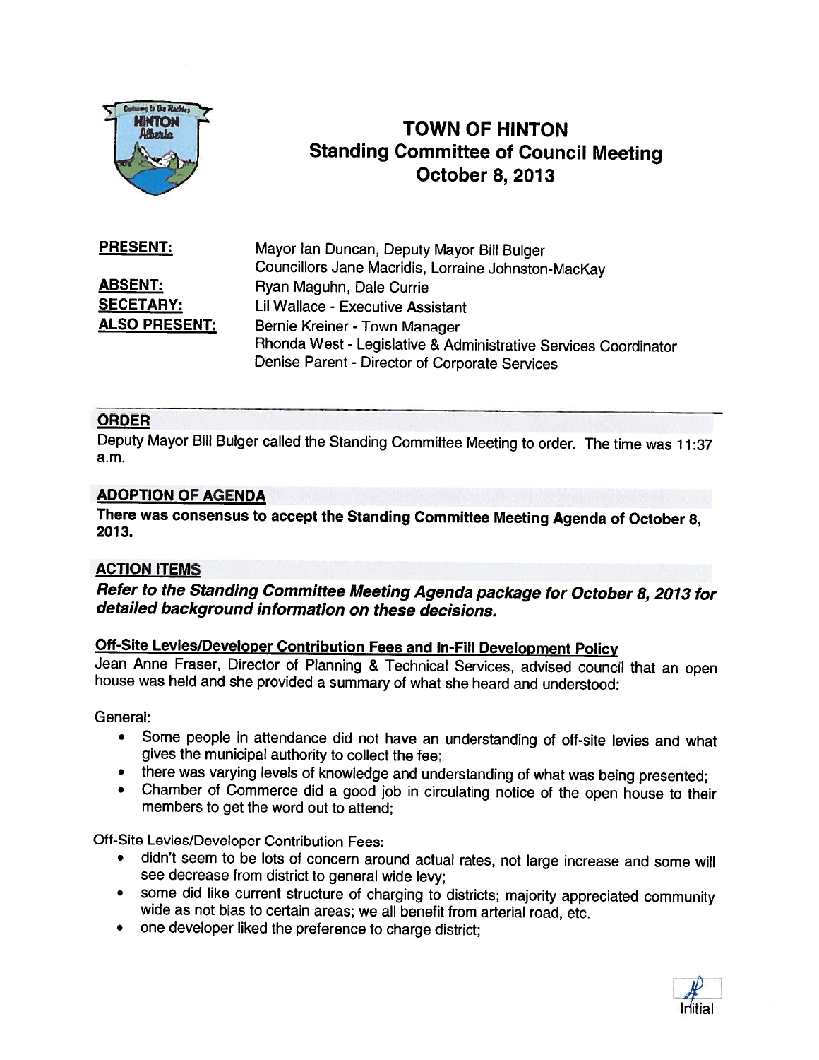# TOWN OF HINTON
## Standing Committee of Council Meeting
## October 8, 2013

**PRESENT:** Mayor Ian Duncan, Deputy Mayor Bill Bulger
Councillors Jane Macridis, Lorraine Johnston-MacKay

**ABSENT:** Ryan Maguhn, Dale Currie

**SECETARY:** Lil Wallace - Executive Assistant

**ALSO PRESENT:** Bernie Kreiner - Town Manager
Rhonda West - Legislative & Administrative Services Coordinator
Denise Parent - Director of Corporate Services

## ORDER

Deputy Mayor Bill Bulger called the Standing Committee Meeting to order. The time was 11:37 a.m.

## ADOPTION OF AGENDA

**There was consensus to accept the Standing Committee Meeting Agenda of October 8, 2013.**

## ACTION ITEMS

***Refer to the Standing Committee Meeting Agenda package for October 8, 2013 for detailed background information on these decisions.***

### Off-Site Levies/Developer Contribution Fees and In-Fill Development Policy

Jean Anne Fraser, Director of Planning & Technical Services, advised council that an open house was held and she provided a summary of what she heard and understood:

General:

- Some people in attendance did not have an understanding of off-site levies and what gives the municipal authority to collect the fee;
- there was varying levels of knowledge and understanding of what was being presented;
- Chamber of Commerce did a good job in circulating notice of the open house to their members to get the word out to attend;

Off-Site Levies/Developer Contribution Fees:

- didn't seem to be lots of concern around actual rates, not large increase and some will see decrease from district to general wide levy;
- some did like current structure of charging to districts; majority appreciated community wide as not bias to certain areas; we all benefit from arterial road, etc.
- one developer liked the preference to charge district;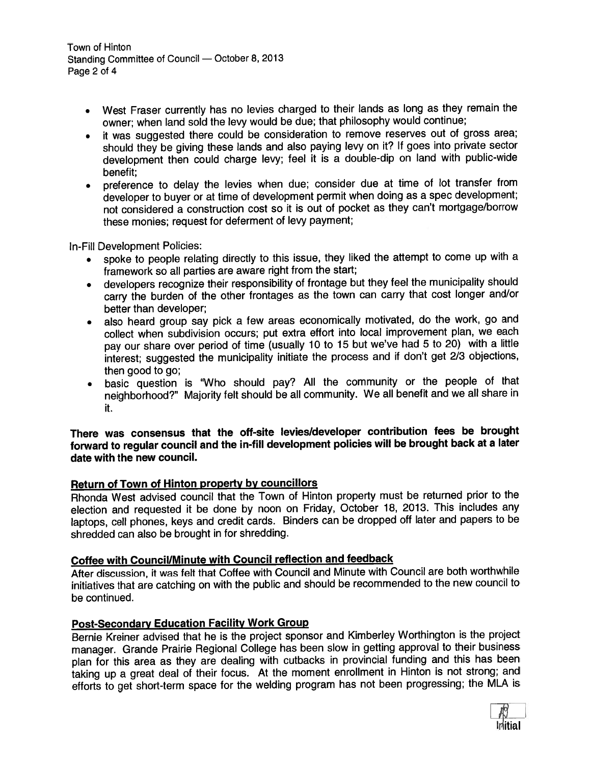- West Fraser currently has no levies charged to their lands as long as they remain the owner; when land sold the levy would be due; that philosophy would continue;
- it was suggested there could be consideration to remove reserves out of gross area; should they be giving these lands and also paying levy on it? If goes into private sector development then could charge levy; feel it is a double-dip on land with public-wide benefit;
- preference to delay the levies when due; consider due at time of lot transfer from developer to buyer or at time of development permit when doing as a spec development; not considered a construction cost so it is out of pocket as they can't mortgage/borrow these monies; request for deferment of levy payment;

In-Fill Development Policies:

- spoke to people relating directly to this issue, they liked the attempt to come up with a framework so all parties are aware right from the start;
- developers recognize their responsibility of frontage but they feel the municipality should carry the burden of the other frontages as the town can carry that cost longer and/or better than developer;
- also heard group say pick a few areas economically motivated, do the work, go and collect when subdivision occurs; put extra effort into local improvement plan, we each pay our share over period of time (usually 10 to 15 but we've had 5 to 20) with a little interest; suggested the municipality initiate the process and if don't get 2/3 objections, then good to go;
- basic question is "Who should pay? All the community or the people of that neighborhood?" Majority felt should be all community. We all benefit and we all share in it.

**There was consensus that the off-site levies/developer contribution fees be brought forward to regular council and the in-fill development policies will be brought back at a later date with the new council.**

## Return of Town of Hinton property by councillors

Rhonda West advised council that the Town of Hinton property must be returned prior to the election and requested it be done by noon on Friday, October 18, 2013. This includes any laptops, cell phones, keys and credit cards. Binders can be dropped off later and papers to be shredded can also be brought in for shredding.

## Coffee with Council/Minute with Council reflection and feedback

After discussion, it was felt that Coffee with Council and Minute with Council are both worthwhile initiatives that are catching on with the public and should be recommended to the new council to be continued.

## Post-Secondary Education Facility Work Group

Bernie Kreiner advised that he is the project sponsor and Kimberley Worthington is the project manager. Grande Prairie Regional College has been slow in getting approval to their business plan for this area as they are dealing with cutbacks in provincial funding and this has been taking up a great deal of their focus. At the moment enrollment in Hinton is not strong; and efforts to get short-term space for the welding program has not been progressing; the MLA is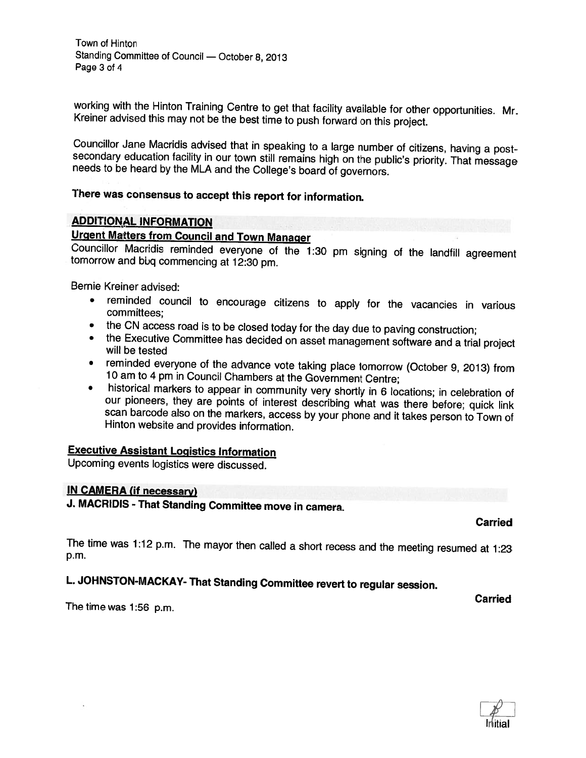working with the Hinton Training Centre to get that facility available for other opportunities. Mr. Kreiner advised this may not be the best time to push forward on this project.

Councillor Jane Macridis advised that in speaking to a large number of citizens, having a post-secondary education facility in our town still remains high on the public's priority. That message needs to be heard by the MLA and the College's board of governors.

**There was consensus to accept this report for information.**

## ADDITIONAL INFORMATION

### Urgent Matters from Council and Town Manager

Councillor Macridis reminded everyone of the 1:30 pm signing of the landfill agreement tomorrow and bbq commencing at 12:30 pm.

Bernie Kreiner advised:

- reminded council to encourage citizens to apply for the vacancies in various committees;
- the CN access road is to be closed today for the day due to paving construction;
- the Executive Committee has decided on asset management software and a trial project will be tested
- reminded everyone of the advance vote taking place tomorrow (October 9, 2013) from 10 am to 4 pm in Council Chambers at the Government Centre;
- historical markers to appear in community very shortly in 6 locations; in celebration of our pioneers, they are points of interest describing what was there before; quick link scan barcode also on the markers, access by your phone and it takes person to Town of Hinton website and provides information.

### Executive Assistant Logistics Information

Upcoming events logistics were discussed.

## IN CAMERA (if necessary)

**J. MACRIDIS - That Standing Committee move in camera.**

**Carried**

The time was 1:12 p.m. The mayor then called a short recess and the meeting resumed at 1:23 p.m.

**L. JOHNSTON-MACKAY- That Standing Committee revert to regular session.**

**Carried**

The time was 1:56 p.m.

Initial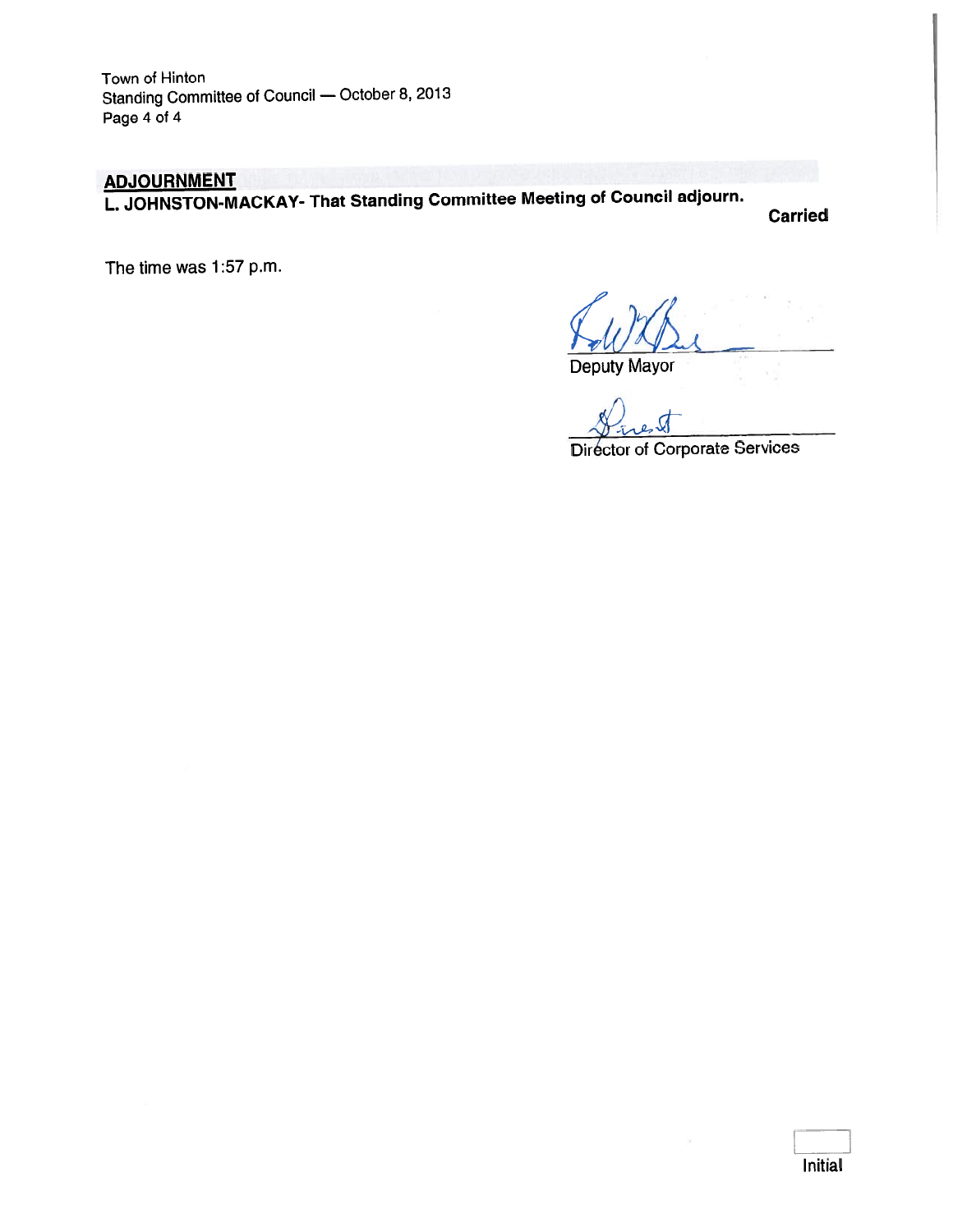## ADJOURNMENT

**L. JOHNSTON-MACKAY- That Standing Committee Meeting of Council adjourn.**

**Carried**

The time was 1:57 p.m.

Deputy Mayor

Director of Corporate Services

Initial